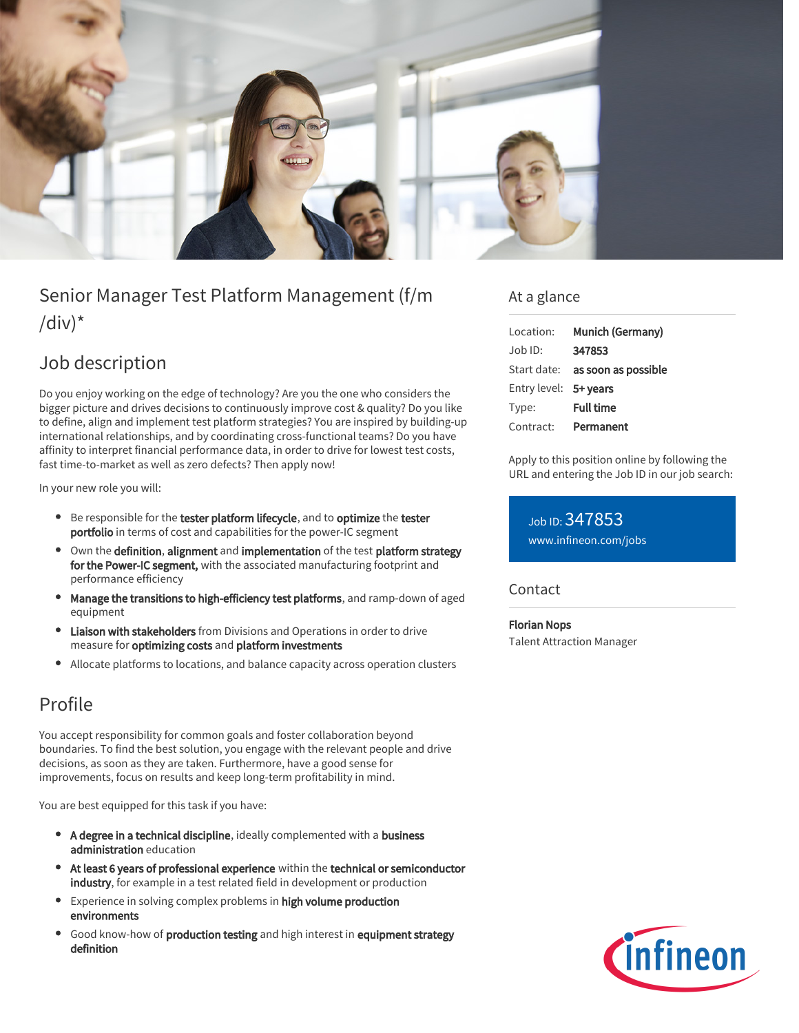# Senior Manager Test Platform Management (f/m/div)*

## Job description

Do you enjoy working on the edge of technology? Are you the one who considers the bigger picture and drives decisions to continuously improve cost & quality? Do you like to define, align and implement test platform strategies? You are inspired by building-up international relationships, and by coordinating cross-functional teams? Do you have affinity to interpret financial performance data, in order to drive for lowest test costs, fast time-to-market as well as zero defects? Then apply now!

In your new role you will:

- Be responsible for the **tester platform lifecycle**, and to **optimize** the **tester portfolio** in terms of cost and capabilities for the power-IC segment
- Own the **definition**, **alignment** and **implementation** of the test **platform strategy for the Power-IC segment,** with the associated manufacturing footprint and performance efficiency
- **Manage the transitions to high-efficiency test platforms**, and ramp-down of aged equipment
- **Liaison with stakeholders** from Divisions and Operations in order to drive measure for **optimizing costs** and **platform investments**
- Allocate platforms to locations, and balance capacity across operation clusters

## Profile

You accept responsibility for common goals and foster collaboration beyond boundaries. To find the best solution, you engage with the relevant people and drive decisions, as soon as they are taken. Furthermore, have a good sense for improvements, focus on results and keep long-term profitability in mind.

You are best equipped for this task if you have:

- **A degree in a technical discipline**, ideally complemented with a **business administration** education
- **At least 6 years of professional experience** within the **technical or semiconductor industry**, for example in a test related field in development or production
- Experience in solving complex problems in **high volume production environments**
- Good know-how of **production testing** and high interest in **equipment strategy definition**

## At a glance

| | |
|---|---|
| Location: | **Munich (Germany)** |
| Job ID: | **347853** |
| Start date: | **as soon as possible** |
| Entry level: | **5+ years** |
| Type: | **Full time** |
| Contract: | **Permanent** |

Apply to this position online by following the URL and entering the Job ID in our job search:

Job ID: 347853
www.infineon.com/jobs

## Contact

**Florian Nops**
Talent Attraction Manager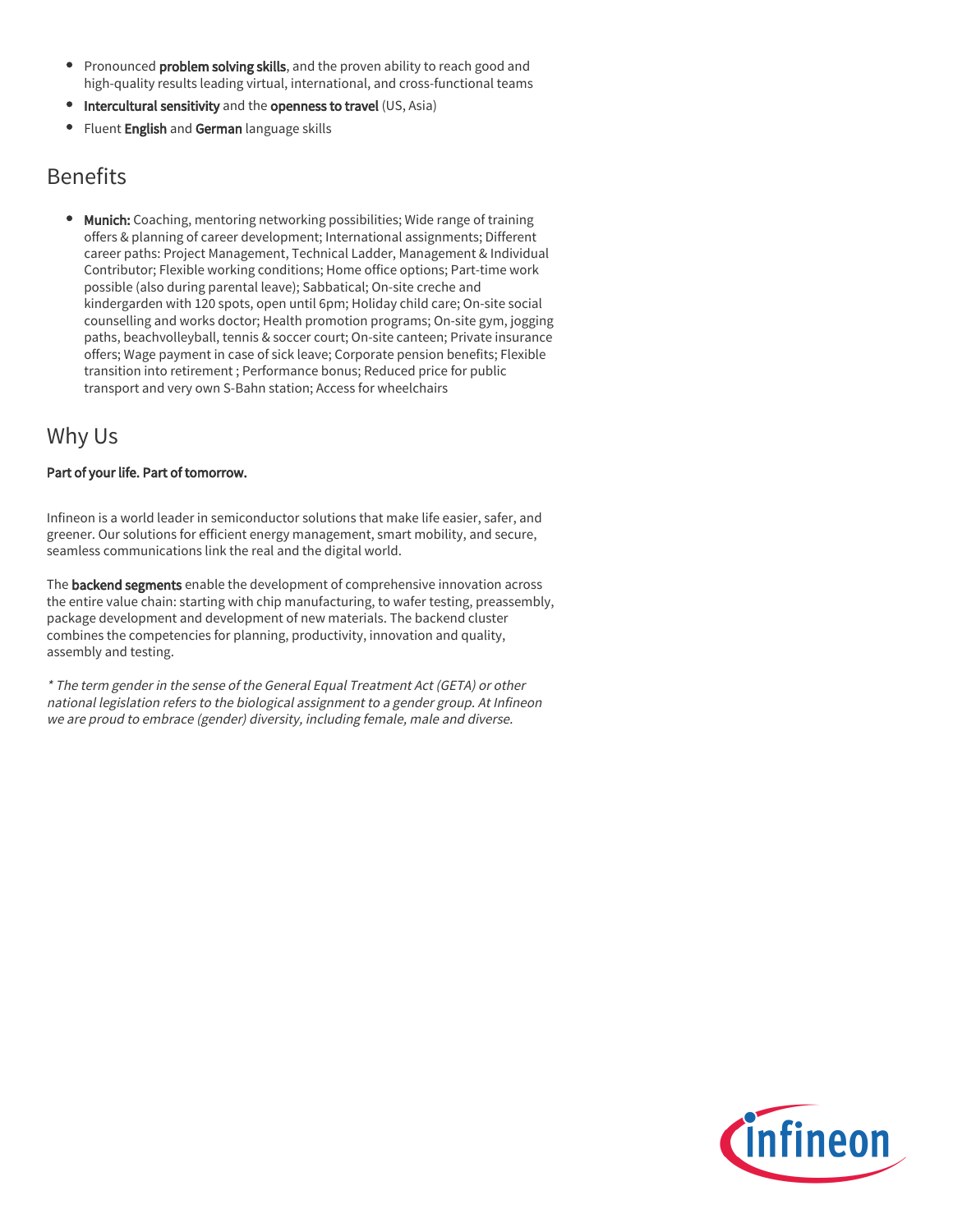- Pronounced **problem solving skills**, and the proven ability to reach good and high-quality results leading virtual, international, and cross-functional teams
- **Intercultural sensitivity** and the **openness to travel** (US, Asia)
- Fluent **English** and **German** language skills

## Benefits

- **Munich:** Coaching, mentoring networking possibilities; Wide range of training offers & planning of career development; International assignments; Different career paths: Project Management, Technical Ladder, Management & Individual Contributor; Flexible working conditions; Home office options; Part-time work possible (also during parental leave); Sabbatical; On-site creche and kindergarden with 120 spots, open until 6pm; Holiday child care; On-site social counselling and works doctor; Health promotion programs; On-site gym, jogging paths, beachvolleyball, tennis & soccer court; On-site canteen; Private insurance offers; Wage payment in case of sick leave; Corporate pension benefits; Flexible transition into retirement ; Performance bonus; Reduced price for public transport and very own S-Bahn station; Access for wheelchairs

## Why Us

**Part of your life. Part of tomorrow.**

Infineon is a world leader in semiconductor solutions that make life easier, safer, and greener. Our solutions for efficient energy management, smart mobility, and secure, seamless communications link the real and the digital world.

The **backend segments** enable the development of comprehensive innovation across the entire value chain: starting with chip manufacturing, to wafer testing, preassembly, package development and development of new materials. The backend cluster combines the competencies for planning, productivity, innovation and quality, assembly and testing.

*\* The term gender in the sense of the General Equal Treatment Act (GETA) or other national legislation refers to the biological assignment to a gender group. At Infineon we are proud to embrace (gender) diversity, including female, male and diverse.*